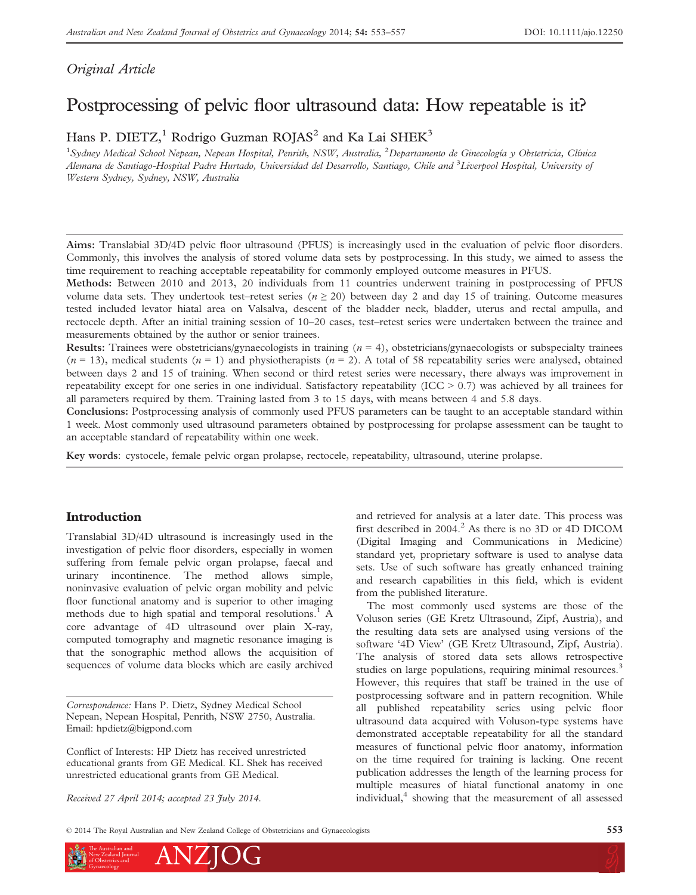*Original Article*

# Postprocessing of pelvic floor ultrasound data: How repeatable is it?

Hans P. DIETZ,[1] Rodrigo Guzman ROJAS[2] and Ka Lai SHEK[3]

[1]*Sydney Medical School Nepean, Nepean Hospital, Penrith, NSW, Australia,* [2]*Departamento de Ginecología y Obstetricia, Clínica Alemana de Santiago-Hospital Padre Hurtado, Universidad del Desarrollo, Santiago, Chile and* [3]*Liverpool Hospital, University of Western Sydney, Sydney, NSW, Australia*

**Aims:** Translabial 3D/4D pelvic floor ultrasound (PFUS) is increasingly used in the evaluation of pelvic floor disorders. Commonly, this involves the analysis of stored volume data sets by postprocessing. In this study, we aimed to assess the time requirement to reaching acceptable repeatability for commonly employed outcome measures in PFUS.

**Methods:** Between 2010 and 2013, 20 individuals from 11 countries underwent training in postprocessing of PFUS volume data sets. They undertook test–retest series ($n \geq 20$) between day 2 and day 15 of training. Outcome measures tested included levator hiatal area on Valsalva, descent of the bladder neck, bladder, uterus and rectal ampulla, and rectocele depth. After an initial training session of 10–20 cases, test–retest series were undertaken between the trainee and measurements obtained by the author or senior trainees.

**Results:** Trainees were obstetricians/gynaecologists in training ($n = 4$), obstetricians/gynaecologists or subspecialty trainees ($n = 13$), medical students ($n = 1$) and physiotherapists ($n = 2$). A total of 58 repeatability series were analysed, obtained between days 2 and 15 of training. When second or third retest series were necessary, there always was improvement in repeatability except for one series in one individual. Satisfactory repeatability (ICC > 0.7) was achieved by all trainees for all parameters required by them. Training lasted from 3 to 15 days, with means between 4 and 5.8 days.

**Conclusions:** Postprocessing analysis of commonly used PFUS parameters can be taught to an acceptable standard within 1 week. Most commonly used ultrasound parameters obtained by postprocessing for prolapse assessment can be taught to an acceptable standard of repeatability within one week.

**Key words**: cystocele, female pelvic organ prolapse, rectocele, repeatability, ultrasound, uterine prolapse.

## Introduction

Translabial 3D/4D ultrasound is increasingly used in the investigation of pelvic floor disorders, especially in women suffering from female pelvic organ prolapse, faecal and urinary incontinence. The method allows simple, noninvasive evaluation of pelvic organ mobility and pelvic floor functional anatomy and is superior to other imaging methods due to high spatial and temporal resolutions.[1] A core advantage of 4D ultrasound over plain X-ray, computed tomography and magnetic resonance imaging is that the sonographic method allows the acquisition of sequences of volume data blocks which are easily archived and retrieved for analysis at a later date. This process was first described in 2004.[2] As there is no 3D or 4D DICOM (Digital Imaging and Communications in Medicine) standard yet, proprietary software is used to analyse data sets. Use of such software has greatly enhanced training and research capabilities in this field, which is evident from the published literature.

The most commonly used systems are those of the Voluson series (GE Kretz Ultrasound, Zipf, Austria), and the resulting data sets are analysed using versions of the software '4D View' (GE Kretz Ultrasound, Zipf, Austria). The analysis of stored data sets allows retrospective studies on large populations, requiring minimal resources.[3] However, this requires that staff be trained in the use of postprocessing software and in pattern recognition. While all published repeatability series using pelvic floor ultrasound data acquired with Voluson-type systems have demonstrated acceptable repeatability for all the standard measures of functional pelvic floor anatomy, information on the time required for training is lacking. One recent publication addresses the length of the learning process for multiple measures of hiatal functional anatomy in one individual,[4] showing that the measurement of all assessed

*Correspondence:* Hans P. Dietz, Sydney Medical School Nepean, Nepean Hospital, Penrith, NSW 2750, Australia. Email: hpdietz@bigpond.com

Conflict of Interests: HP Dietz has received unrestricted educational grants from GE Medical. KL Shek has received unrestricted educational grants from GE Medical.

*Received 27 April 2014; accepted 23 July 2014.*

© 2014 The Royal Australian and New Zealand College of Obstetricians and Gynaecologists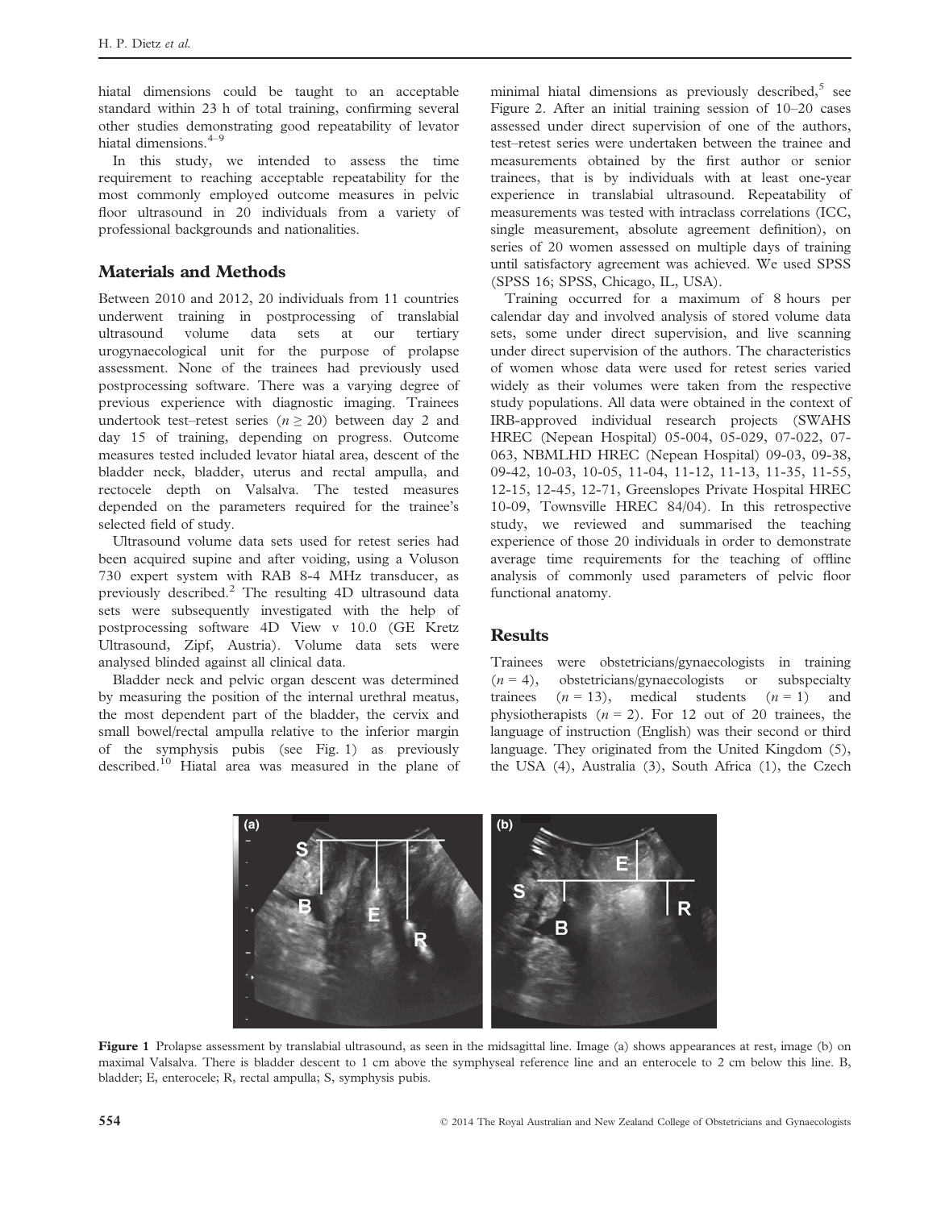hiatal dimensions could be taught to an acceptable standard within 23 h of total training, confirming several other studies demonstrating good repeatability of levator hiatal dimensions.[4–9]

In this study, we intended to assess the time requirement to reaching acceptable repeatability for the most commonly employed outcome measures in pelvic floor ultrasound in 20 individuals from a variety of professional backgrounds and nationalities.

## Materials and Methods

Between 2010 and 2012, 20 individuals from 11 countries underwent training in postprocessing of translabial ultrasound volume data sets at our tertiary urogynaecological unit for the purpose of prolapse assessment. None of the trainees had previously used postprocessing software. There was a varying degree of previous experience with diagnostic imaging. Trainees undertook test–retest series ($n \geq 20$) between day 2 and day 15 of training, depending on progress. Outcome measures tested included levator hiatal area, descent of the bladder neck, bladder, uterus and rectal ampulla, and rectocele depth on Valsalva. The tested measures depended on the parameters required for the trainee's selected field of study.

Ultrasound volume data sets used for retest series had been acquired supine and after voiding, using a Voluson 730 expert system with RAB 8-4 MHz transducer, as previously described.[2] The resulting 4D ultrasound data sets were subsequently investigated with the help of postprocessing software 4D View v 10.0 (GE Kretz Ultrasound, Zipf, Austria). Volume data sets were analysed blinded against all clinical data.

Bladder neck and pelvic organ descent was determined by measuring the position of the internal urethral meatus, the most dependent part of the bladder, the cervix and small bowel/rectal ampulla relative to the inferior margin of the symphysis pubis (see Fig. 1) as previously described.[10] Hiatal area was measured in the plane of minimal hiatal dimensions as previously described,[5] see Figure 2. After an initial training session of 10–20 cases assessed under direct supervision of one of the authors, test–retest series were undertaken between the trainee and measurements obtained by the first author or senior trainees, that is by individuals with at least one-year experience in translabial ultrasound. Repeatability of measurements was tested with intraclass correlations (ICC, single measurement, absolute agreement definition), on series of 20 women assessed on multiple days of training until satisfactory agreement was achieved. We used SPSS (SPSS 16; SPSS, Chicago, IL, USA).

Training occurred for a maximum of 8 hours per calendar day and involved analysis of stored volume data sets, some under direct supervision, and live scanning under direct supervision of the authors. The characteristics of women whose data were used for retest series varied widely as their volumes were taken from the respective study populations. All data were obtained in the context of IRB-approved individual research projects (SWAHS HREC (Nepean Hospital) 05-004, 05-029, 07-022, 07-063, NBMLHD HREC (Nepean Hospital) 09-03, 09-38, 09-42, 10-03, 10-05, 11-04, 11-12, 11-13, 11-35, 11-55, 12-15, 12-45, 12-71, Greenslopes Private Hospital HREC 10-09, Townsville HREC 84/04). In this retrospective study, we reviewed and summarised the teaching experience of those 20 individuals in order to demonstrate average time requirements for the teaching of offline analysis of commonly used parameters of pelvic floor functional anatomy.

## Results

Trainees were obstetricians/gynaecologists in training ($n = 4$), obstetricians/gynaecologists or subspecialty trainees ($n = 13$), medical students ($n = 1$) and physiotherapists ($n = 2$). For 12 out of 20 trainees, the language of instruction (English) was their second or third language. They originated from the United Kingdom (5), the USA (4), Australia (3), South Africa (1), the Czech

**Figure 1** Prolapse assessment by translabial ultrasound, as seen in the midsagittal line. Image (a) shows appearances at rest, image (b) on maximal Valsalva. There is bladder descent to 1 cm above the symphyseal reference line and an enterocele to 2 cm below this line. B, bladder; E, enterocele; R, rectal ampulla; S, symphysis pubis.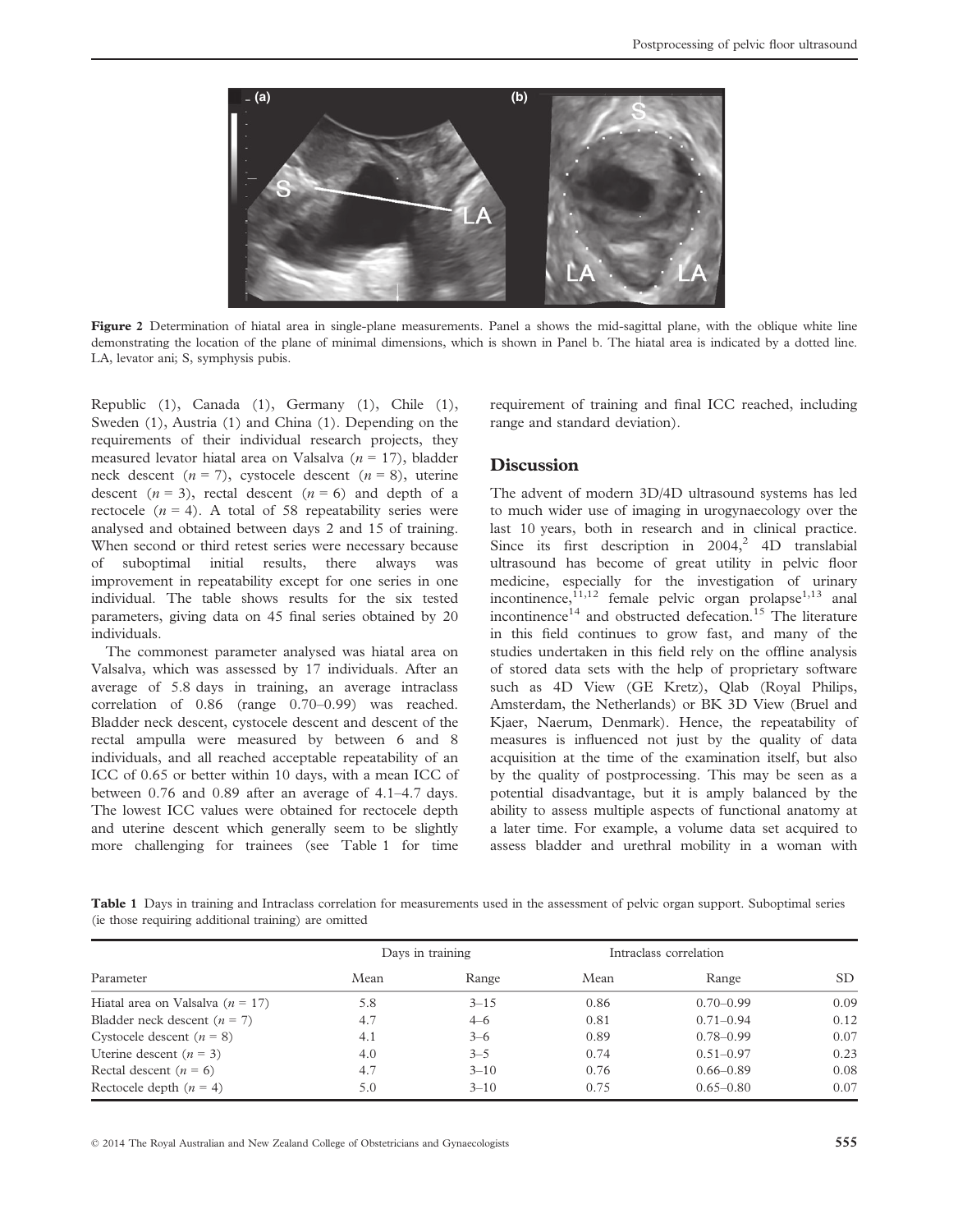Figure 2 Determination of hiatal area in single-plane measurements. Panel a shows the mid-sagittal plane, with the oblique white line demonstrating the location of the plane of minimal dimensions, which is shown in Panel b. The hiatal area is indicated by a dotted line. LA, levator ani; S, symphysis pubis.

Republic (1), Canada (1), Germany (1), Chile (1), Sweden (1), Austria (1) and China (1). Depending on the requirements of their individual research projects, they measured levator hiatal area on Valsalva ($n = 17$), bladder neck descent ($n = 7$), cystocele descent ($n = 8$), uterine descent ($n = 3$), rectal descent ($n = 6$) and depth of a rectocele ($n = 4$). A total of 58 repeatability series were analysed and obtained between days 2 and 15 of training. When second or third retest series were necessary because of suboptimal initial results, there always was improvement in repeatability except for one series in one individual. The table shows results for the six tested parameters, giving data on 45 final series obtained by 20 individuals.

The commonest parameter analysed was hiatal area on Valsalva, which was assessed by 17 individuals. After an average of 5.8 days in training, an average intraclass correlation of 0.86 (range 0.70–0.99) was reached. Bladder neck descent, cystocele descent and descent of the rectal ampulla were measured by between 6 and 8 individuals, and all reached acceptable repeatability of an ICC of 0.65 or better within 10 days, with a mean ICC of between 0.76 and 0.89 after an average of 4.1–4.7 days. The lowest ICC values were obtained for rectocele depth and uterine descent which generally seem to be slightly more challenging for trainees (see Table 1 for time requirement of training and final ICC reached, including range and standard deviation).

## Discussion

The advent of modern 3D/4D ultrasound systems has led to much wider use of imaging in urogynaecology over the last 10 years, both in research and in clinical practice. Since its first description in 2004,[2] 4D translabial ultrasound has become of great utility in pelvic floor medicine, especially for the investigation of urinary incontinence,[11,12] female pelvic organ prolapse[1,13] anal incontinence[14] and obstructed defecation.[15] The literature in this field continues to grow fast, and many of the studies undertaken in this field rely on the offline analysis of stored data sets with the help of proprietary software such as 4D View (GE Kretz), Qlab (Royal Philips, Amsterdam, the Netherlands) or BK 3D View (Bruel and Kjaer, Naerum, Denmark). Hence, the repeatability of measures is influenced not just by the quality of data acquisition at the time of the examination itself, but also by the quality of postprocessing. This may be seen as a potential disadvantage, but it is amply balanced by the ability to assess multiple aspects of functional anatomy at a later time. For example, a volume data set acquired to assess bladder and urethral mobility in a woman with

Table 1 Days in training and Intraclass correlation for measurements used in the assessment of pelvic organ support. Suboptimal series (ie those requiring additional training) are omitted

| Parameter | Days in training | | Intraclass correlation | | |
|---|---|---|---|---|---|
| | Mean | Range | Mean | Range | SD |
| Hiatal area on Valsalva ($n = 17$) | 5.8 | 3–15 | 0.86 | 0.70–0.99 | 0.09 |
| Bladder neck descent ($n = 7$) | 4.7 | 4–6 | 0.81 | 0.71–0.94 | 0.12 |
| Cystocele descent ($n = 8$) | 4.1 | 3–6 | 0.89 | 0.78–0.99 | 0.07 |
| Uterine descent ($n = 3$) | 4.0 | 3–5 | 0.74 | 0.51–0.97 | 0.23 |
| Rectal descent ($n = 6$) | 4.7 | 3–10 | 0.76 | 0.66–0.89 | 0.08 |
| Rectocele depth ($n = 4$) | 5.0 | 3–10 | 0.75 | 0.65–0.80 | 0.07 |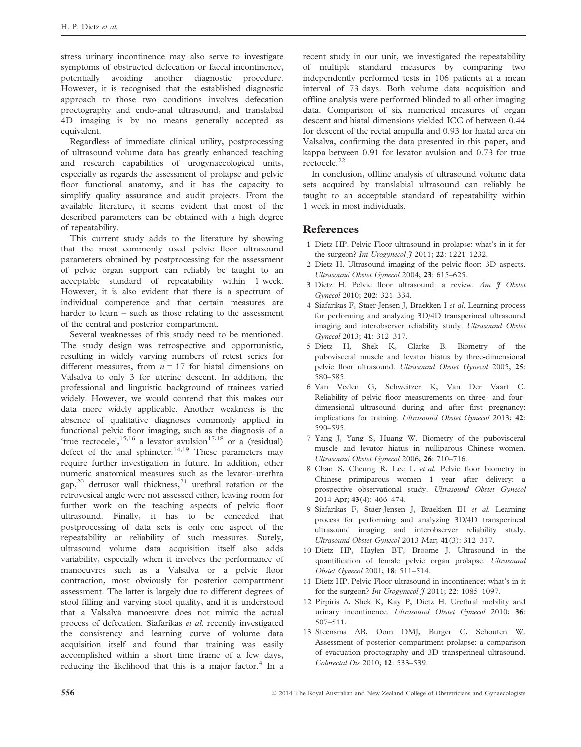stress urinary incontinence may also serve to investigate symptoms of obstructed defecation or faecal incontinence, potentially avoiding another diagnostic procedure. However, it is recognised that the established diagnostic approach to those two conditions involves defecation proctography and endo-anal ultrasound, and translabial 4D imaging is by no means generally accepted as equivalent.

Regardless of immediate clinical utility, postprocessing of ultrasound volume data has greatly enhanced teaching and research capabilities of urogynaecological units, especially as regards the assessment of prolapse and pelvic floor functional anatomy, and it has the capacity to simplify quality assurance and audit projects. From the available literature, it seems evident that most of the described parameters can be obtained with a high degree of repeatability.

This current study adds to the literature by showing that the most commonly used pelvic floor ultrasound parameters obtained by postprocessing for the assessment of pelvic organ support can reliably be taught to an acceptable standard of repeatability within 1 week. However, it is also evident that there is a spectrum of individual competence and that certain measures are harder to learn – such as those relating to the assessment of the central and posterior compartment.

Several weaknesses of this study need to be mentioned. The study design was retrospective and opportunistic, resulting in widely varying numbers of retest series for different measures, from $n = 17$ for hiatal dimensions on Valsalva to only 3 for uterine descent. In addition, the professional and linguistic background of trainees varied widely. However, we would contend that this makes our data more widely applicable. Another weakness is the absence of qualitative diagnoses commonly applied in functional pelvic floor imaging, such as the diagnosis of a 'true rectocele',[15,16] a levator avulsion[17,18] or a (residual) defect of the anal sphincter.[14,19] These parameters may require further investigation in future. In addition, other numeric anatomical measures such as the levator–urethra gap,[20] detrusor wall thickness,[21] urethral rotation or the retrovesical angle were not assessed either, leaving room for further work on the teaching aspects of pelvic floor ultrasound. Finally, it has to be conceded that postprocessing of data sets is only one aspect of the repeatability or reliability of such measures. Surely, ultrasound volume data acquisition itself also adds variability, especially when it involves the performance of manoeuvres such as a Valsalva or a pelvic floor contraction, most obviously for posterior compartment assessment. The latter is largely due to different degrees of stool filling and varying stool quality, and it is understood that a Valsalva manoeuvre does not mimic the actual process of defecation. Siafarikas *et al.* recently investigated the consistency and learning curve of volume data acquisition itself and found that training was easily accomplished within a short time frame of a few days, reducing the likelihood that this is a major factor.[4] In a recent study in our unit, we investigated the repeatability of multiple standard measures by comparing two independently performed tests in 106 patients at a mean interval of 73 days. Both volume data acquisition and offline analysis were performed blinded to all other imaging data. Comparison of six numerical measures of organ descent and hiatal dimensions yielded ICC of between 0.44 for descent of the rectal ampulla and 0.93 for hiatal area on Valsalva, confirming the data presented in this paper, and kappa between 0.91 for levator avulsion and 0.73 for true rectocele.[22]

In conclusion, offline analysis of ultrasound volume data sets acquired by translabial ultrasound can reliably be taught to an acceptable standard of repeatability within 1 week in most individuals.

## References

1. Dietz HP. Pelvic Floor ultrasound in prolapse: what's in it for the surgeon? *Int Urogynecol J* 2011; **22**: 1221–1232.
2. Dietz H. Ultrasound imaging of the pelvic floor: 3D aspects. *Ultrasound Obstet Gynecol* 2004; **23**: 615–625.
3. Dietz H. Pelvic floor ultrasound: a review. *Am J Obstet Gynecol* 2010; **202**: 321–334.
4. Siafarikas F, Staer-Jensen J, Braekken I *et al.* Learning process for performing and analyzing 3D/4D transperineal ultrasound imaging and interobserver reliability study. *Ultrasound Obstet Gynecol* 2013; **41**: 312–317.
5. Dietz H, Shek K, Clarke B. Biometry of the pubovisceral muscle and levator hiatus by three-dimensional pelvic floor ultrasound. *Ultrasound Obstet Gynecol* 2005; **25**: 580–585.
6. Van Veelen G, Schweitzer K, Van Der Vaart C. Reliability of pelvic floor measurements on three- and four-dimensional ultrasound during and after first pregnancy: implications for training. *Ultrasound Obstet Gynecol* 2013; **42**: 590–595.
7. Yang J, Yang S, Huang W. Biometry of the pubovisceral muscle and levator hiatus in nulliparous Chinese women. *Ultrasound Obstet Gynecol* 2006; **26**: 710–716.
8. Chan S, Cheung R, Lee L *et al.* Pelvic floor biometry in Chinese primiparous women 1 year after delivery: a prospective observational study. *Ultrasound Obstet Gynecol* 2014 Apr; **43**(4): 466–474.
9. Siafarikas F, Staer-Jensen J, Braekken IH *et al.* Learning process for performing and analyzing 3D/4D transperineal ultrasound imaging and interobserver reliability study. *Ultrasound Obstet Gynecol* 2013 Mar; **41**(3): 312–317.
10. Dietz HP, Haylen BT, Broome J. Ultrasound in the quantification of female pelvic organ prolapse. *Ultrasound Obstet Gynecol* 2001; **18**: 511–514.
11. Dietz HP. Pelvic Floor ultrasound in incontinence: what's in it for the surgeon? *Int Urogynecol J* 2011; **22**: 1085–1097.
12. Pirpiris A, Shek K, Kay P, Dietz H. Urethral mobility and urinary incontinence. *Ultrasound Obstet Gynecol* 2010; **36**: 507–511.
13. Steensma AB, Oom DMJ, Burger C, Schouten W. Assessment of posterior compartment prolapse: a comparison of evacuation proctography and 3D transperineal ultrasound. *Colorectal Dis* 2010; **12**: 533–539.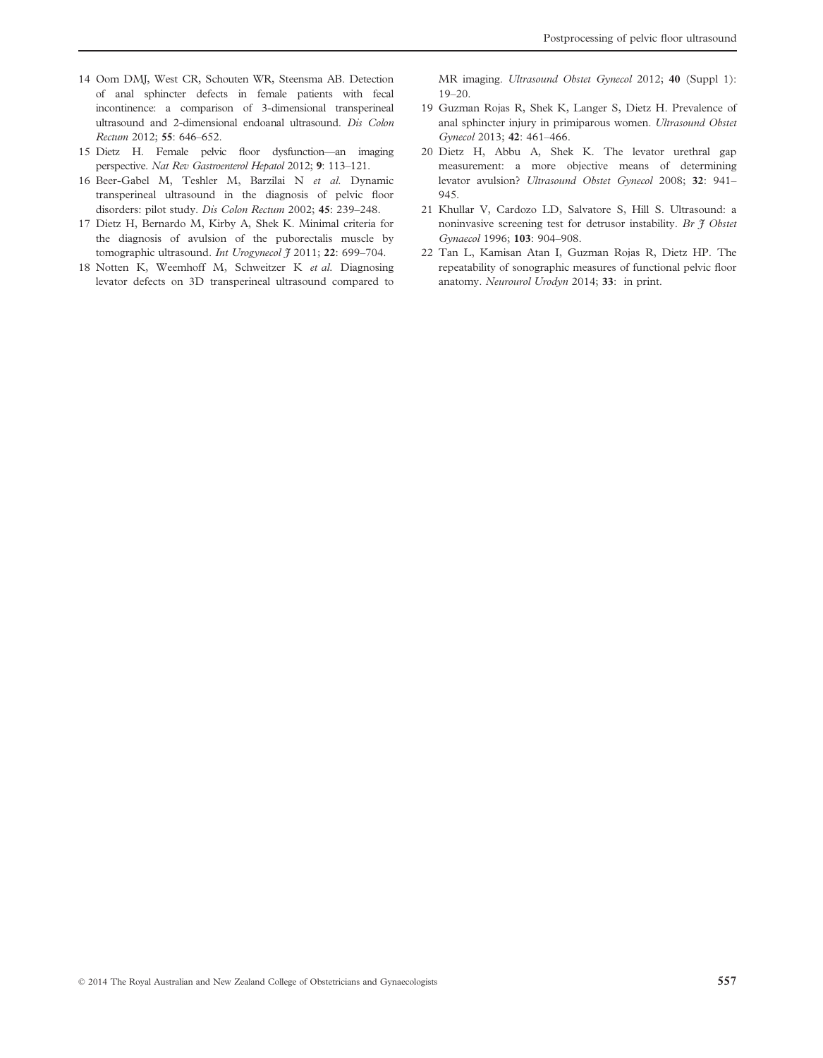14 Oom DMJ, West CR, Schouten WR, Steensma AB. Detection of anal sphincter defects in female patients with fecal incontinence: a comparison of 3-dimensional transperineal ultrasound and 2-dimensional endoanal ultrasound. *Dis Colon Rectum* 2012; **55**: 646–652.

15 Dietz H. Female pelvic floor dysfunction—an imaging perspective. *Nat Rev Gastroenterol Hepatol* 2012; **9**: 113–121.

16 Beer-Gabel M, Teshler M, Barzilai N *et al.* Dynamic transperineal ultrasound in the diagnosis of pelvic floor disorders: pilot study. *Dis Colon Rectum* 2002; **45**: 239–248.

17 Dietz H, Bernardo M, Kirby A, Shek K. Minimal criteria for the diagnosis of avulsion of the puborectalis muscle by tomographic ultrasound. *Int Urogynecol J* 2011; **22**: 699–704.

18 Notten K, Weemhoff M, Schweitzer K *et al.* Diagnosing levator defects on 3D transperineal ultrasound compared to MR imaging. *Ultrasound Obstet Gynecol* 2012; **40** (Suppl 1): 19–20.

19 Guzman Rojas R, Shek K, Langer S, Dietz H. Prevalence of anal sphincter injury in primiparous women. *Ultrasound Obstet Gynecol* 2013; **42**: 461–466.

20 Dietz H, Abbu A, Shek K. The levator urethral gap measurement: a more objective means of determining levator avulsion? *Ultrasound Obstet Gynecol* 2008; **32**: 941–945.

21 Khullar V, Cardozo LD, Salvatore S, Hill S. Ultrasound: a noninvasive screening test for detrusor instability. *Br J Obstet Gynaecol* 1996; **103**: 904–908.

22 Tan L, Kamisan Atan I, Guzman Rojas R, Dietz HP. The repeatability of sonographic measures of functional pelvic floor anatomy. *Neurourol Urodyn* 2014; **33**: in print.